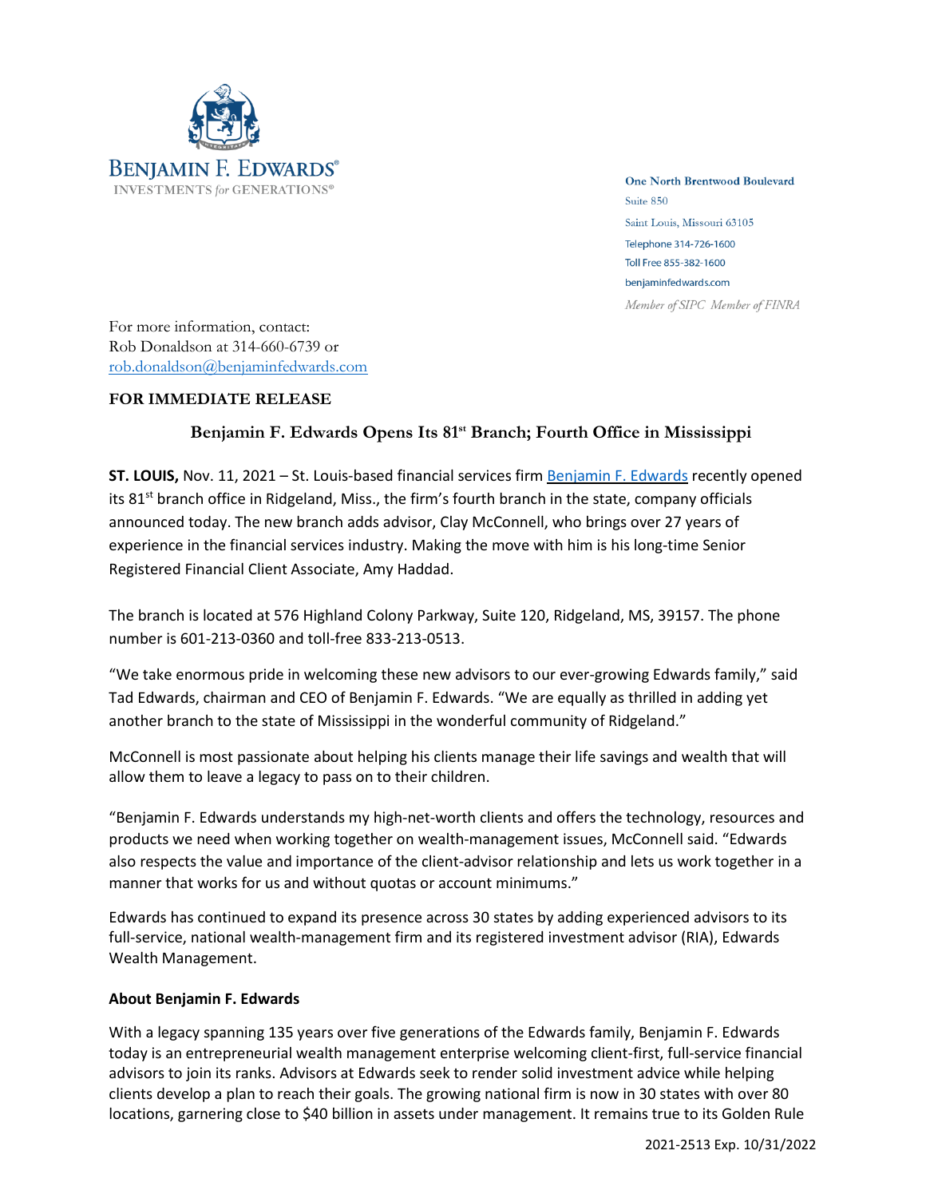BENJAMIN F. EDWARDS®
INVESTMENTS *for* GENERATIONS®

One North Brentwood Boulevard
Suite 850
Saint Louis, Missouri 63105
Telephone 314-726-1600
Toll Free 855-382-1600
benjaminfedwards.com
*Member of SIPC Member of FINRA*

For more information, contact:
Rob Donaldson at 314-660-6739 or
rob.donaldson@benjaminfedwards.com

**FOR IMMEDIATE RELEASE**

## Benjamin F. Edwards Opens Its 81st Branch; Fourth Office in Mississippi

**ST. LOUIS,** Nov. 11, 2021 – St. Louis-based financial services firm Benjamin F. Edwards recently opened its 81st branch office in Ridgeland, Miss., the firm's fourth branch in the state, company officials announced today. The new branch adds advisor, Clay McConnell, who brings over 27 years of experience in the financial services industry. Making the move with him is his long-time Senior Registered Financial Client Associate, Amy Haddad.

The branch is located at 576 Highland Colony Parkway, Suite 120, Ridgeland, MS, 39157. The phone number is 601-213-0360 and toll-free 833-213-0513.

"We take enormous pride in welcoming these new advisors to our ever-growing Edwards family," said Tad Edwards, chairman and CEO of Benjamin F. Edwards. "We are equally as thrilled in adding yet another branch to the state of Mississippi in the wonderful community of Ridgeland."

McConnell is most passionate about helping his clients manage their life savings and wealth that will allow them to leave a legacy to pass on to their children.

"Benjamin F. Edwards understands my high-net-worth clients and offers the technology, resources and products we need when working together on wealth-management issues, McConnell said. "Edwards also respects the value and importance of the client-advisor relationship and lets us work together in a manner that works for us and without quotas or account minimums."

Edwards has continued to expand its presence across 30 states by adding experienced advisors to its full-service, national wealth-management firm and its registered investment advisor (RIA), Edwards Wealth Management.

**About Benjamin F. Edwards**

With a legacy spanning 135 years over five generations of the Edwards family, Benjamin F. Edwards today is an entrepreneurial wealth management enterprise welcoming client-first, full-service financial advisors to join its ranks. Advisors at Edwards seek to render solid investment advice while helping clients develop a plan to reach their goals. The growing national firm is now in 30 states with over 80 locations, garnering close to $40 billion in assets under management. It remains true to its Golden Rule

2021-2513 Exp. 10/31/2022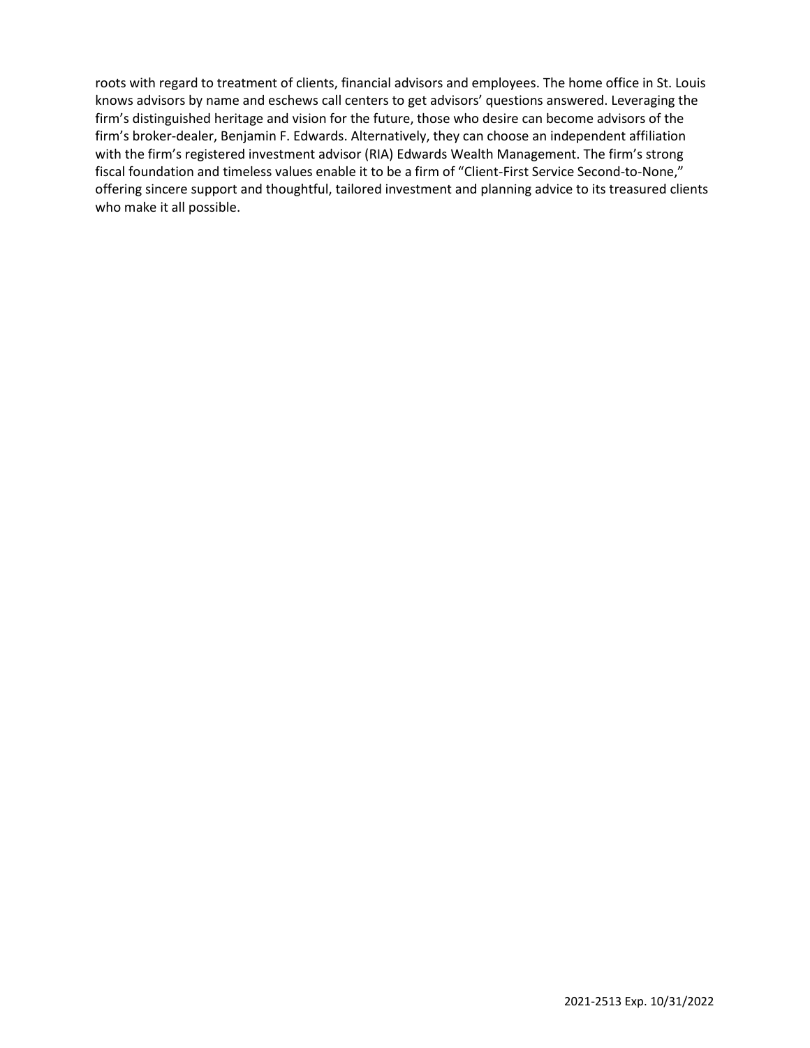roots with regard to treatment of clients, financial advisors and employees. The home office in St. Louis knows advisors by name and eschews call centers to get advisors' questions answered. Leveraging the firm's distinguished heritage and vision for the future, those who desire can become advisors of the firm's broker-dealer, Benjamin F. Edwards. Alternatively, they can choose an independent affiliation with the firm's registered investment advisor (RIA) Edwards Wealth Management. The firm's strong fiscal foundation and timeless values enable it to be a firm of "Client-First Service Second-to-None," offering sincere support and thoughtful, tailored investment and planning advice to its treasured clients who make it all possible.

2021-2513 Exp. 10/31/2022